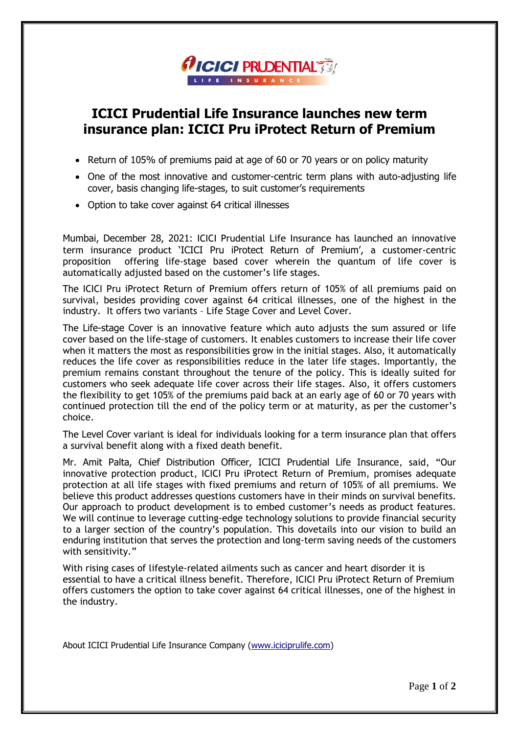# ICICI Prudential Life Insurance launches new term insurance plan: ICICI Pru iProtect Return of Premium

- Return of 105% of premiums paid at age of 60 or 70 years or on policy maturity
- One of the most innovative and customer-centric term plans with auto-adjusting life cover, basis changing life-stages, to suit customer's requirements
- Option to take cover against 64 critical illnesses

Mumbai, December 28, 2021: ICICI Prudential Life Insurance has launched an innovative term insurance product 'ICICI Pru iProtect Return of Premium', a customer-centric proposition offering life-stage based cover wherein the quantum of life cover is automatically adjusted based on the customer's life stages.

The ICICI Pru iProtect Return of Premium offers return of 105% of all premiums paid on survival, besides providing cover against 64 critical illnesses, one of the highest in the industry. It offers two variants – Life Stage Cover and Level Cover.

The Life-stage Cover is an innovative feature which auto adjusts the sum assured or life cover based on the life-stage of customers. It enables customers to increase their life cover when it matters the most as responsibilities grow in the initial stages. Also, it automatically reduces the life cover as responsibilities reduce in the later life stages. Importantly, the premium remains constant throughout the tenure of the policy. This is ideally suited for customers who seek adequate life cover across their life stages. Also, it offers customers the flexibility to get 105% of the premiums paid back at an early age of 60 or 70 years with continued protection till the end of the policy term or at maturity, as per the customer's choice.

The Level Cover variant is ideal for individuals looking for a term insurance plan that offers a survival benefit along with a fixed death benefit.

Mr. Amit Palta, Chief Distribution Officer, ICICI Prudential Life Insurance, said, "Our innovative protection product, ICICI Pru iProtect Return of Premium, promises adequate protection at all life stages with fixed premiums and return of 105% of all premiums. We believe this product addresses questions customers have in their minds on survival benefits. Our approach to product development is to embed customer's needs as product features. We will continue to leverage cutting-edge technology solutions to provide financial security to a larger section of the country's population. This dovetails into our vision to build an enduring institution that serves the protection and long-term saving needs of the customers with sensitivity."

With rising cases of lifestyle-related ailments such as cancer and heart disorder it is essential to have a critical illness benefit. Therefore, ICICI Pru iProtect Return of Premium offers customers the option to take cover against 64 critical illnesses, one of the highest in the industry.

About ICICI Prudential Life Insurance Company (www.iciciprulife.com)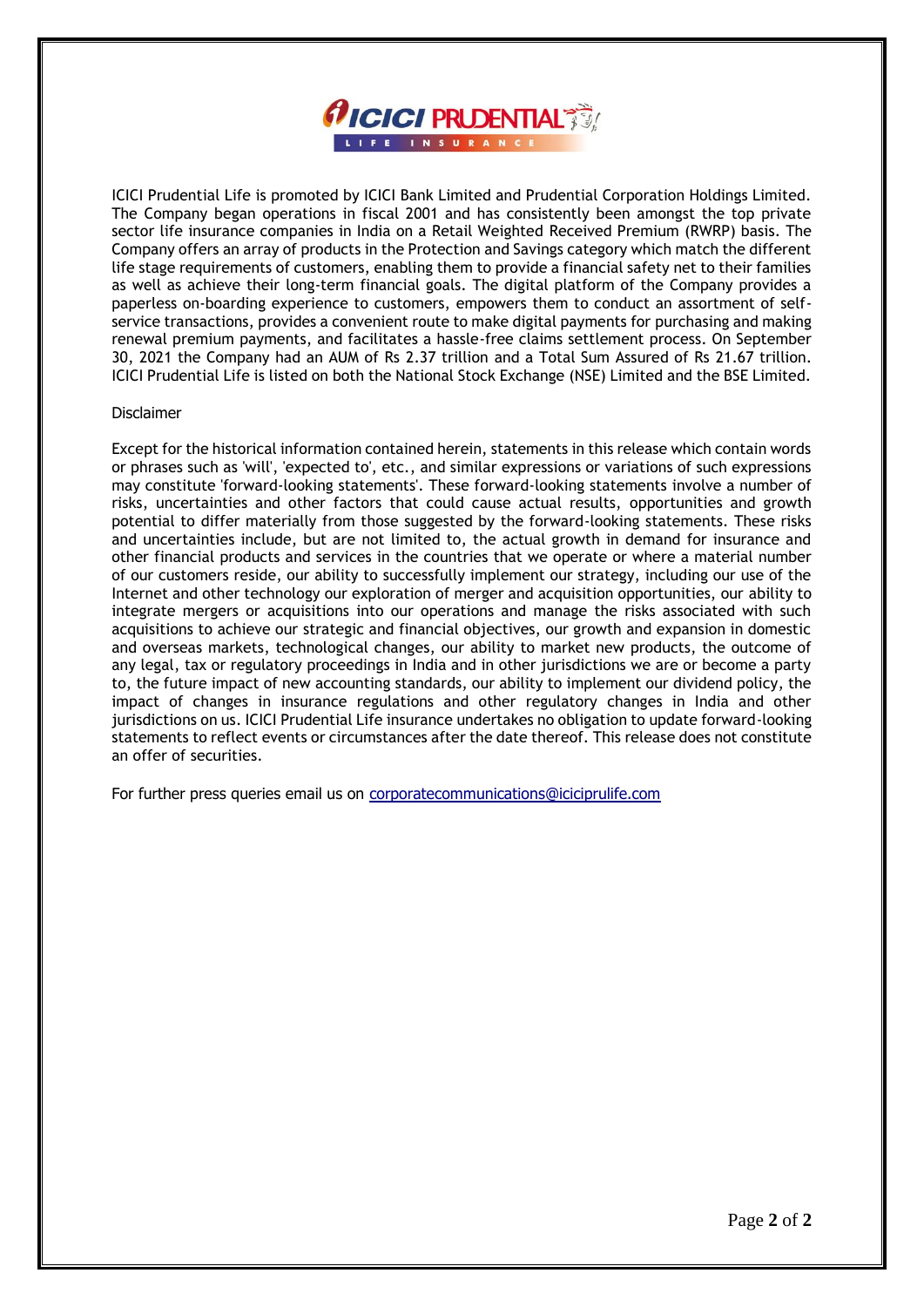ICICI Prudential Life is promoted by ICICI Bank Limited and Prudential Corporation Holdings Limited. The Company began operations in fiscal 2001 and has consistently been amongst the top private sector life insurance companies in India on a Retail Weighted Received Premium (RWRP) basis. The Company offers an array of products in the Protection and Savings category which match the different life stage requirements of customers, enabling them to provide a financial safety net to their families as well as achieve their long-term financial goals. The digital platform of the Company provides a paperless on-boarding experience to customers, empowers them to conduct an assortment of self-service transactions, provides a convenient route to make digital payments for purchasing and making renewal premium payments, and facilitates a hassle-free claims settlement process. On September 30, 2021 the Company had an AUM of Rs 2.37 trillion and a Total Sum Assured of Rs 21.67 trillion. ICICI Prudential Life is listed on both the National Stock Exchange (NSE) Limited and the BSE Limited.

Disclaimer

Except for the historical information contained herein, statements in this release which contain words or phrases such as 'will', 'expected to', etc., and similar expressions or variations of such expressions may constitute 'forward-looking statements'. These forward-looking statements involve a number of risks, uncertainties and other factors that could cause actual results, opportunities and growth potential to differ materially from those suggested by the forward-looking statements. These risks and uncertainties include, but are not limited to, the actual growth in demand for insurance and other financial products and services in the countries that we operate or where a material number of our customers reside, our ability to successfully implement our strategy, including our use of the Internet and other technology our exploration of merger and acquisition opportunities, our ability to integrate mergers or acquisitions into our operations and manage the risks associated with such acquisitions to achieve our strategic and financial objectives, our growth and expansion in domestic and overseas markets, technological changes, our ability to market new products, the outcome of any legal, tax or regulatory proceedings in India and in other jurisdictions we are or become a party to, the future impact of new accounting standards, our ability to implement our dividend policy, the impact of changes in insurance regulations and other regulatory changes in India and other jurisdictions on us. ICICI Prudential Life insurance undertakes no obligation to update forward-looking statements to reflect events or circumstances after the date thereof. This release does not constitute an offer of securities.

For further press queries email us on corporatecommunications@iciciprulife.com